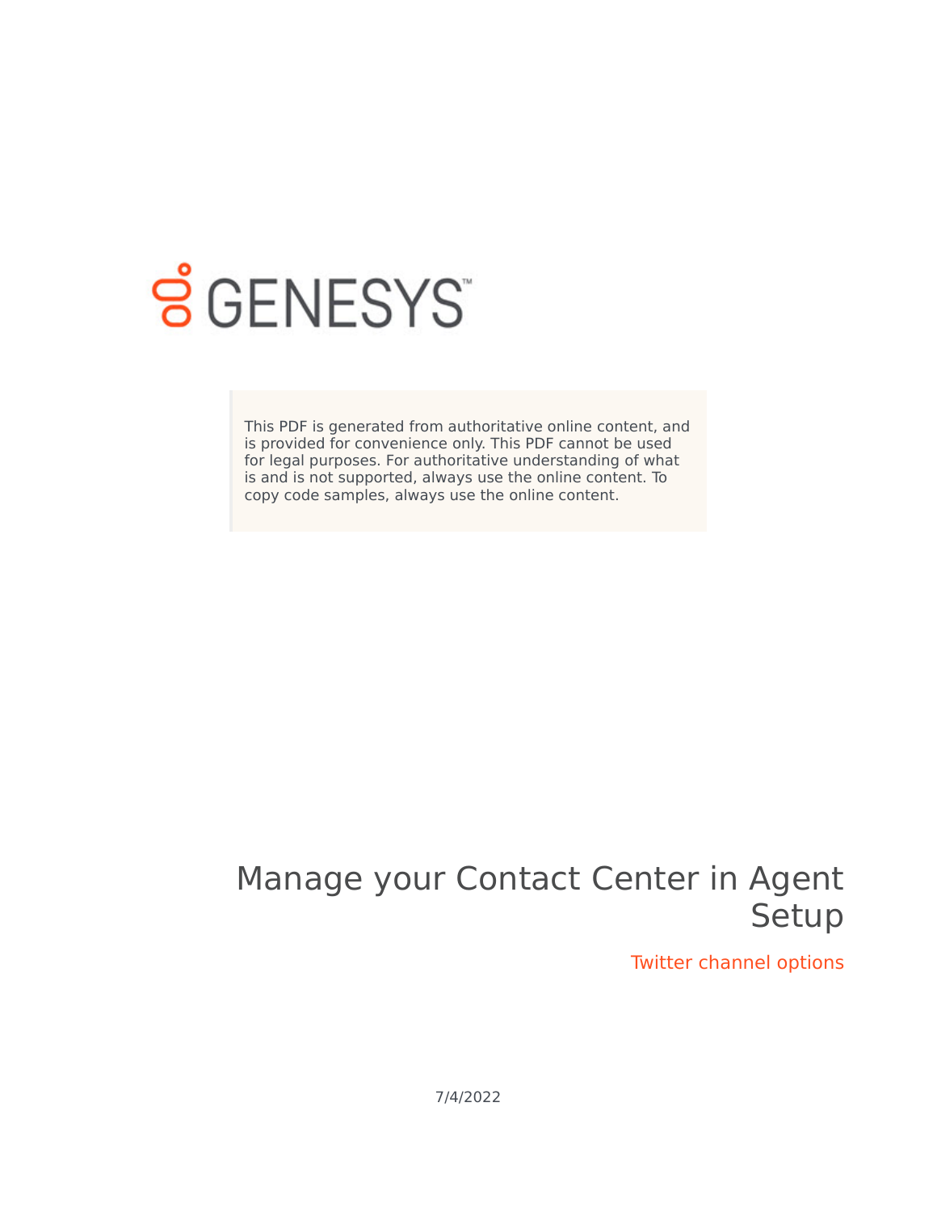GENESYS

This PDF is generated from authoritative online content, and is provided for convenience only. This PDF cannot be used for legal purposes. For authoritative understanding of what is and is not supported, always use the online content. To copy code samples, always use the online content.

# Manage your Contact Center in Agent Setup

## Twitter channel options

7/4/2022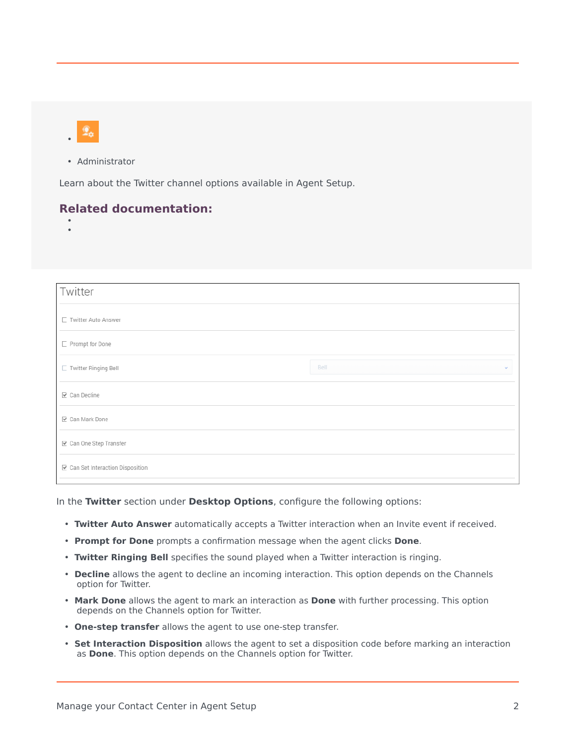- Administrator

Learn about the Twitter channel options available in Agent Setup.

## Related documentation:

In the **Twitter** section under **Desktop Options**, configure the following options:

- **Twitter Auto Answer** automatically accepts a Twitter interaction when an Invite event if received.
- **Prompt for Done** prompts a confirmation message when the agent clicks **Done**.
- **Twitter Ringing Bell** specifies the sound played when a Twitter interaction is ringing.
- **Decline** allows the agent to decline an incoming interaction. This option depends on the Channels option for Twitter.
- **Mark Done** allows the agent to mark an interaction as **Done** with further processing. This option depends on the Channels option for Twitter.
- **One-step transfer** allows the agent to use one-step transfer.
- **Set Interaction Disposition** allows the agent to set a disposition code before marking an interaction as **Done**. This option depends on the Channels option for Twitter.